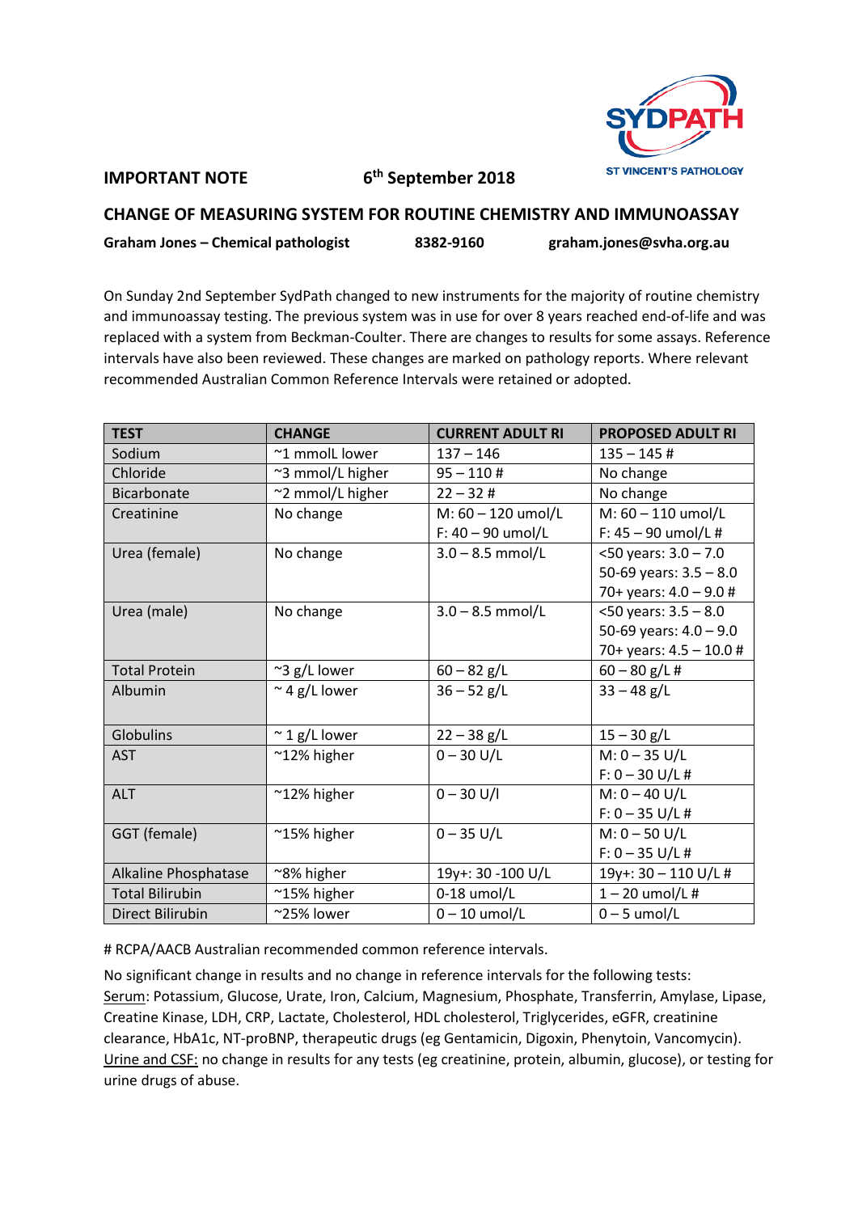SYDPATH
ST VINCENT'S PATHOLOGY

**IMPORTANT NOTE** **6th September 2018**

## CHANGE OF MEASURING SYSTEM FOR ROUTINE CHEMISTRY AND IMMUNOASSAY

**Graham Jones – Chemical pathologist** **8382-9160** **graham.jones@svha.org.au**

On Sunday 2nd September SydPath changed to new instruments for the majority of routine chemistry and immunoassay testing. The previous system was in use for over 8 years reached end-of-life and was replaced with a system from Beckman-Coulter. There are changes to results for some assays. Reference intervals have also been reviewed. These changes are marked on pathology reports. Where relevant recommended Australian Common Reference Intervals were retained or adopted.

| TEST | CHANGE | CURRENT ADULT RI | PROPOSED ADULT RI |
|---|---|---|---|
| Sodium | ~1 mmolL lower | 137 – 146 | 135 – 145 # |
| Chloride | ~3 mmol/L higher | 95 – 110 # | No change |
| Bicarbonate | ~2 mmol/L higher | 22 – 32 # | No change |
| Creatinine | No change | M: 60 – 120 umol/L<br>F: 40 – 90 umol/L | M: 60 – 110 umol/L<br>F: 45 – 90 umol/L # |
| Urea (female) | No change | 3.0 – 8.5 mmol/L | <50 years: 3.0 – 7.0<br>50-69 years: 3.5 – 8.0<br>70+ years: 4.0 – 9.0 # |
| Urea (male) | No change | 3.0 – 8.5 mmol/L | <50 years: 3.5 – 8.0<br>50-69 years: 4.0 – 9.0<br>70+ years: 4.5 – 10.0 # |
| Total Protein | ~3 g/L lower | 60 – 82 g/L | 60 – 80 g/L # |
| Albumin | ~ 4 g/L lower | 36 – 52 g/L | 33 – 48 g/L |
| Globulins | ~ 1 g/L lower | 22 – 38 g/L | 15 – 30 g/L |
| AST | ~12% higher | 0 – 30 U/L | M: 0 – 35 U/L<br>F: 0 – 30 U/L # |
| ALT | ~12% higher | 0 – 30 U/l | M: 0 – 40 U/L<br>F: 0 – 35 U/L # |
| GGT (female) | ~15% higher | 0 – 35 U/L | M: 0 – 50 U/L<br>F: 0 – 35 U/L # |
| Alkaline Phosphatase | ~8% higher | 19y+: 30 -100 U/L | 19y+: 30 – 110 U/L # |
| Total Bilirubin | ~15% higher | 0-18 umol/L | 1 – 20 umol/L # |
| Direct Bilirubin | ~25% lower | 0 – 10 umol/L | 0 – 5 umol/L |

# RCPA/AACB Australian recommended common reference intervals.

No significant change in results and no change in reference intervals for the following tests:
Serum: Potassium, Glucose, Urate, Iron, Calcium, Magnesium, Phosphate, Transferrin, Amylase, Lipase, Creatine Kinase, LDH, CRP, Lactate, Cholesterol, HDL cholesterol, Triglycerides, eGFR, creatinine clearance, HbA1c, NT-proBNP, therapeutic drugs (eg Gentamicin, Digoxin, Phenytoin, Vancomycin).
Urine and CSF: no change in results for any tests (eg creatinine, protein, albumin, glucose), or testing for urine drugs of abuse.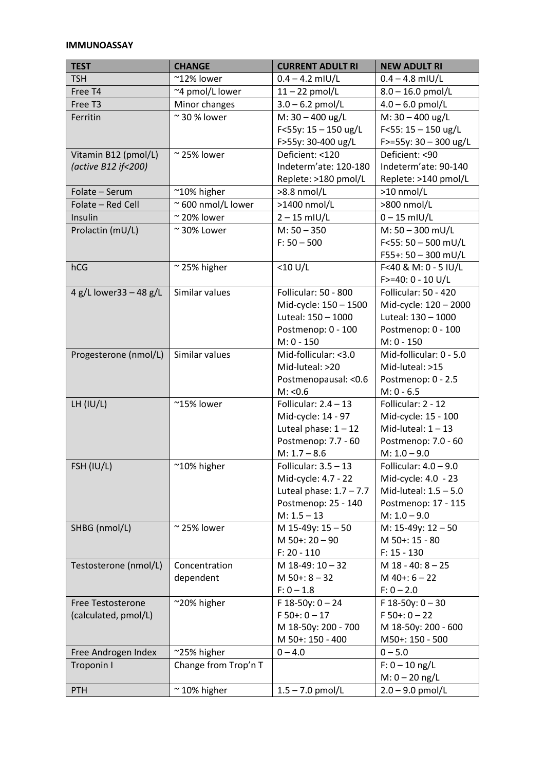**IMMUNOASSAY**

| TEST | CHANGE | CURRENT ADULT RI | NEW ADULT RI |
|---|---|---|---|
| TSH | ~12% lower | 0.4 – 4.2 mIU/L | 0.4 – 4.8 mIU/L |
| Free T4 | ~4 pmol/L lower | 11 – 22 pmol/L | 8.0 – 16.0 pmol/L |
| Free T3 | Minor changes | 3.0 – 6.2 pmol/L | 4.0 – 6.0 pmol/L |
| Ferritin | ~ 30 % lower | M: 30 – 400 ug/L<br>F<55y: 15 – 150 ug/L<br>F>55y: 30-400 ug/L | M: 30 – 400 ug/L<br>F<55: 15 – 150 ug/L<br>F>=55y: 30 – 300 ug/L |
| Vitamin B12 (pmol/L)<br>*(active B12 if<200)* | ~ 25% lower | Deficient: <120<br>Indeterm'ate: 120-180<br>Replete: >180 pmol/L | Deficient: <90<br>Indeterm'ate: 90-140<br>Replete: >140 pmol/L |
| Folate – Serum | ~10% higher | >8.8 nmol/L | >10 nmol/L |
| Folate – Red Cell | ~ 600 nmol/L lower | >1400 nmol/L | >800 nmol/L |
| Insulin | ~ 20% lower | 2 – 15 mIU/L | 0 – 15 mIU/L |
| Prolactin (mU/L) | ~ 30% Lower | M: 50 – 350<br>F: 50 – 500 | M: 50 – 300 mU/L<br>F<55: 50 – 500 mU/L<br>F55+: 50 – 300 mU/L |
| hCG | ~ 25% higher | <10 U/L | F<40 & M: 0 - 5 IU/L<br>F>=40: 0 - 10 U/L |
| 4 g/L lower33 – 48 g/L | Similar values | Follicular: 50 - 800<br>Mid-cycle: 150 – 1500<br>Luteal: 150 – 1000<br>Postmenop: 0 - 100<br>M: 0 - 150 | Follicular: 50 - 420<br>Mid-cycle: 120 – 2000<br>Luteal: 130 – 1000<br>Postmenop: 0 - 100<br>M: 0 - 150 |
| Progesterone (nmol/L) | Similar values | Mid-follicular: <3.0<br>Mid-luteal: >20<br>Postmenopausal: <0.6<br>M: <0.6 | Mid-follicular: 0 - 5.0<br>Mid-luteal: >15<br>Postmenop: 0 - 2.5<br>M: 0 - 6.5 |
| LH (IU/L) | ~15% lower | Follicular: 2.4 – 13<br>Mid-cycle: 14 - 97<br>Luteal phase: 1 – 12<br>Postmenop: 7.7 - 60<br>M: 1.7 – 8.6 | Follicular: 2 - 12<br>Mid-cycle: 15 - 100<br>Mid-luteal: 1 – 13<br>Postmenop: 7.0 - 60<br>M: 1.0 – 9.0 |
| FSH (IU/L) | ~10% higher | Follicular: 3.5 – 13<br>Mid-cycle: 4.7 - 22<br>Luteal phase: 1.7 – 7.7<br>Postmenop: 25 - 140<br>M: 1.5 – 13 | Follicular: 4.0 – 9.0<br>Mid-cycle: 4.0 - 23<br>Mid-luteal: 1.5 – 5.0<br>Postmenop: 17 - 115<br>M: 1.0 – 9.0 |
| SHBG (nmol/L) | ~ 25% lower | M 15-49y: 15 – 50<br>M 50+: 20 – 90<br>F: 20 - 110 | M: 15-49y: 12 – 50<br>M 50+: 15 - 80<br>F: 15 - 130 |
| Testosterone (nmol/L) | Concentration dependent | M 18-49: 10 – 32<br>M 50+: 8 – 32<br>F: 0 – 1.8 | M 18 - 40: 8 – 25<br>M 40+: 6 – 22<br>F: 0 – 2.0 |
| Free Testosterone (calculated, pmol/L) | ~20% higher | F 18-50y: 0 – 24<br>F 50+: 0 – 17<br>M 18-50y: 200 - 700<br>M 50+: 150 - 400 | F 18-50y: 0 – 30<br>F 50+: 0 – 22<br>M 18-50y: 200 - 600<br>M50+: 150 - 500 |
| Free Androgen Index | ~25% higher | 0 – 4.0 | 0 – 5.0 |
| Troponin I | Change from Trop'n T | | F: 0 – 10 ng/L<br>M: 0 – 20 ng/L |
| PTH | ~ 10% higher | 1.5 – 7.0 pmol/L | 2.0 – 9.0 pmol/L |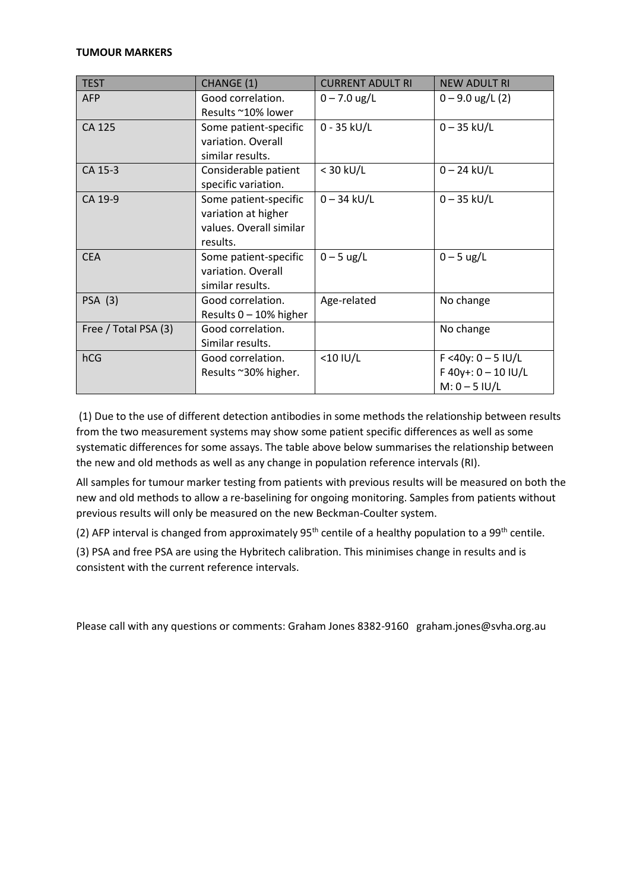**TUMOUR MARKERS**

| TEST | CHANGE (1) | CURRENT ADULT RI | NEW ADULT RI |
|---|---|---|---|
| AFP | Good correlation. Results ~10% lower | 0 – 7.0 ug/L | 0 – 9.0 ug/L (2) |
| CA 125 | Some patient-specific variation. Overall similar results. | 0 - 35 kU/L | 0 – 35 kU/L |
| CA 15-3 | Considerable patient specific variation. | < 30 kU/L | 0 – 24 kU/L |
| CA 19-9 | Some patient-specific variation at higher values. Overall similar results. | 0 – 34 kU/L | 0 – 35 kU/L |
| CEA | Some patient-specific variation. Overall similar results. | 0 – 5 ug/L | 0 – 5 ug/L |
| PSA (3) | Good correlation. Results 0 – 10% higher | Age-related | No change |
| Free / Total PSA (3) | Good correlation. Similar results. | | No change |
| hCG | Good correlation. Results ~30% higher. | <10 IU/L | F <40y: 0 – 5 IU/L<br>F 40y+: 0 – 10 IU/L<br>M: 0 – 5 IU/L |

(1) Due to the use of different detection antibodies in some methods the relationship between results from the two measurement systems may show some patient specific differences as well as some systematic differences for some assays. The table above below summarises the relationship between the new and old methods as well as any change in population reference intervals (RI).

All samples for tumour marker testing from patients with previous results will be measured on both the new and old methods to allow a re-baselining for ongoing monitoring. Samples from patients without previous results will only be measured on the new Beckman-Coulter system.

(2) AFP interval is changed from approximately 95th centile of a healthy population to a 99th centile.

(3) PSA and free PSA are using the Hybritech calibration. This minimises change in results and is consistent with the current reference intervals.

Please call with any questions or comments: Graham Jones 8382-9160 graham.jones@svha.org.au